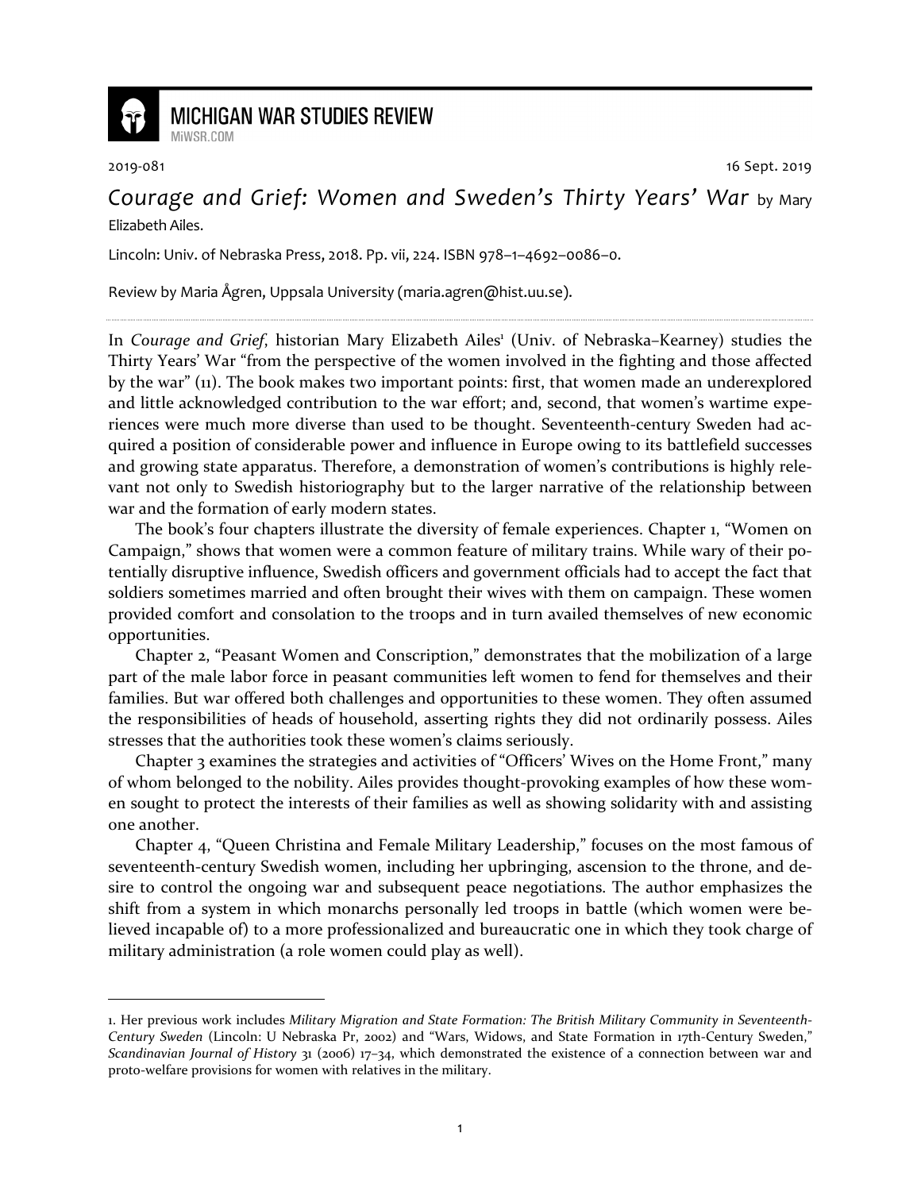# MICHIGAN WAR STUDIES REVIEW

MiWSR.COM

2019-081 16 Sept. 2019

## *Courage and Grief: Women and Sweden's Thirty Years' War* by Mary Elizabeth Ailes.

Lincoln: Univ. of Nebraska Press, 2018. Pp. vii, 224. ISBN 978–1–4692–0086–0.

Review by Maria Ågren, Uppsala University (maria.agren@hist.uu.se).

---

In *Courage and Grief*, historian Mary Elizabeth Ailes[1] (Univ. of Nebraska–Kearney) studies the Thirty Years' War "from the perspective of the women involved in the fighting and those affected by the war" (11). The book makes two important points: first, that women made an underexplored and little acknowledged contribution to the war effort; and, second, that women's wartime experiences were much more diverse than used to be thought. Seventeenth-century Sweden had acquired a position of considerable power and influence in Europe owing to its battlefield successes and growing state apparatus. Therefore, a demonstration of women's contributions is highly relevant not only to Swedish historiography but to the larger narrative of the relationship between war and the formation of early modern states.

The book's four chapters illustrate the diversity of female experiences. Chapter 1, "Women on Campaign," shows that women were a common feature of military trains. While wary of their potentially disruptive influence, Swedish officers and government officials had to accept the fact that soldiers sometimes married and often brought their wives with them on campaign. These women provided comfort and consolation to the troops and in turn availed themselves of new economic opportunities.

Chapter 2, "Peasant Women and Conscription," demonstrates that the mobilization of a large part of the male labor force in peasant communities left women to fend for themselves and their families. But war offered both challenges and opportunities to these women. They often assumed the responsibilities of heads of household, asserting rights they did not ordinarily possess. Ailes stresses that the authorities took these women's claims seriously.

Chapter 3 examines the strategies and activities of "Officers' Wives on the Home Front," many of whom belonged to the nobility. Ailes provides thought-provoking examples of how these women sought to protect the interests of their families as well as showing solidarity with and assisting one another.

Chapter 4, "Queen Christina and Female Military Leadership," focuses on the most famous of seventeenth-century Swedish women, including her upbringing, ascension to the throne, and desire to control the ongoing war and subsequent peace negotiations. The author emphasizes the shift from a system in which monarchs personally led troops in battle (which women were believed incapable of) to a more professionalized and bureaucratic one in which they took charge of military administration (a role women could play as well).

---

1. Her previous work includes *Military Migration and State Formation: The British Military Community in Seventeenth-Century Sweden* (Lincoln: U Nebraska Pr, 2002) and "Wars, Widows, and State Formation in 17th-Century Sweden," *Scandinavian Journal of History* 31 (2006) 17–34, which demonstrated the existence of a connection between war and proto-welfare provisions for women with relatives in the military.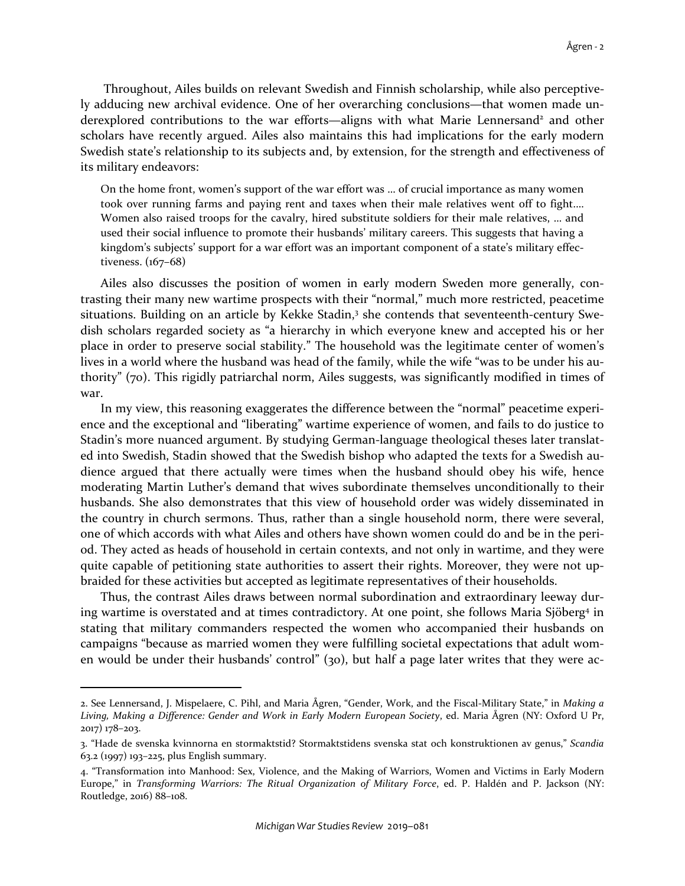Throughout, Ailes builds on relevant Swedish and Finnish scholarship, while also perceptively adducing new archival evidence. One of her overarching conclusions—that women made underexplored contributions to the war efforts—aligns with what Marie Lennersand[2] and other scholars have recently argued. Ailes also maintains this had implications for the early modern Swedish state's relationship to its subjects and, by extension, for the strength and effectiveness of its military endeavors:

> On the home front, women's support of the war effort was … of crucial importance as many women took over running farms and paying rent and taxes when their male relatives went off to fight…. Women also raised troops for the cavalry, hired substitute soldiers for their male relatives, … and used their social influence to promote their husbands' military careers. This suggests that having a kingdom's subjects' support for a war effort was an important component of a state's military effectiveness. (167–68)

Ailes also discusses the position of women in early modern Sweden more generally, contrasting their many new wartime prospects with their "normal," much more restricted, peacetime situations. Building on an article by Kekke Stadin,[3] she contends that seventeenth-century Swedish scholars regarded society as "a hierarchy in which everyone knew and accepted his or her place in order to preserve social stability." The household was the legitimate center of women's lives in a world where the husband was head of the family, while the wife "was to be under his authority" (70). This rigidly patriarchal norm, Ailes suggests, was significantly modified in times of war.

In my view, this reasoning exaggerates the difference between the "normal" peacetime experience and the exceptional and "liberating" wartime experience of women, and fails to do justice to Stadin's more nuanced argument. By studying German-language theological theses later translated into Swedish, Stadin showed that the Swedish bishop who adapted the texts for a Swedish audience argued that there actually were times when the husband should obey his wife, hence moderating Martin Luther's demand that wives subordinate themselves unconditionally to their husbands. She also demonstrates that this view of household order was widely disseminated in the country in church sermons. Thus, rather than a single household norm, there were several, one of which accords with what Ailes and others have shown women could do and be in the period. They acted as heads of household in certain contexts, and not only in wartime, and they were quite capable of petitioning state authorities to assert their rights. Moreover, they were not upbraided for these activities but accepted as legitimate representatives of their households.

Thus, the contrast Ailes draws between normal subordination and extraordinary leeway during wartime is overstated and at times contradictory. At one point, she follows Maria Sjöberg[4] in stating that military commanders respected the women who accompanied their husbands on campaigns "because as married women they were fulfilling societal expectations that adult women would be under their husbands' control" (30), but half a page later writes that they were ac-

---

2. See Lennersand, J. Mispelaere, C. Pihl, and Maria Ågren, "Gender, Work, and the Fiscal-Military State," in *Making a Living, Making a Difference: Gender and Work in Early Modern European Society*, ed. Maria Ågren (NY: Oxford U Pr, 2017) 178–203.

3. "Hade de svenska kvinnorna en stormaktstid? Stormaktstidens svenska stat och konstruktionen av genus," *Scandia* 63.2 (1997) 193–225, plus English summary.

4. "Transformation into Manhood: Sex, Violence, and the Making of Warriors, Women and Victims in Early Modern Europe," in *Transforming Warriors: The Ritual Organization of Military Force*, ed. P. Haldén and P. Jackson (NY: Routledge, 2016) 88–108.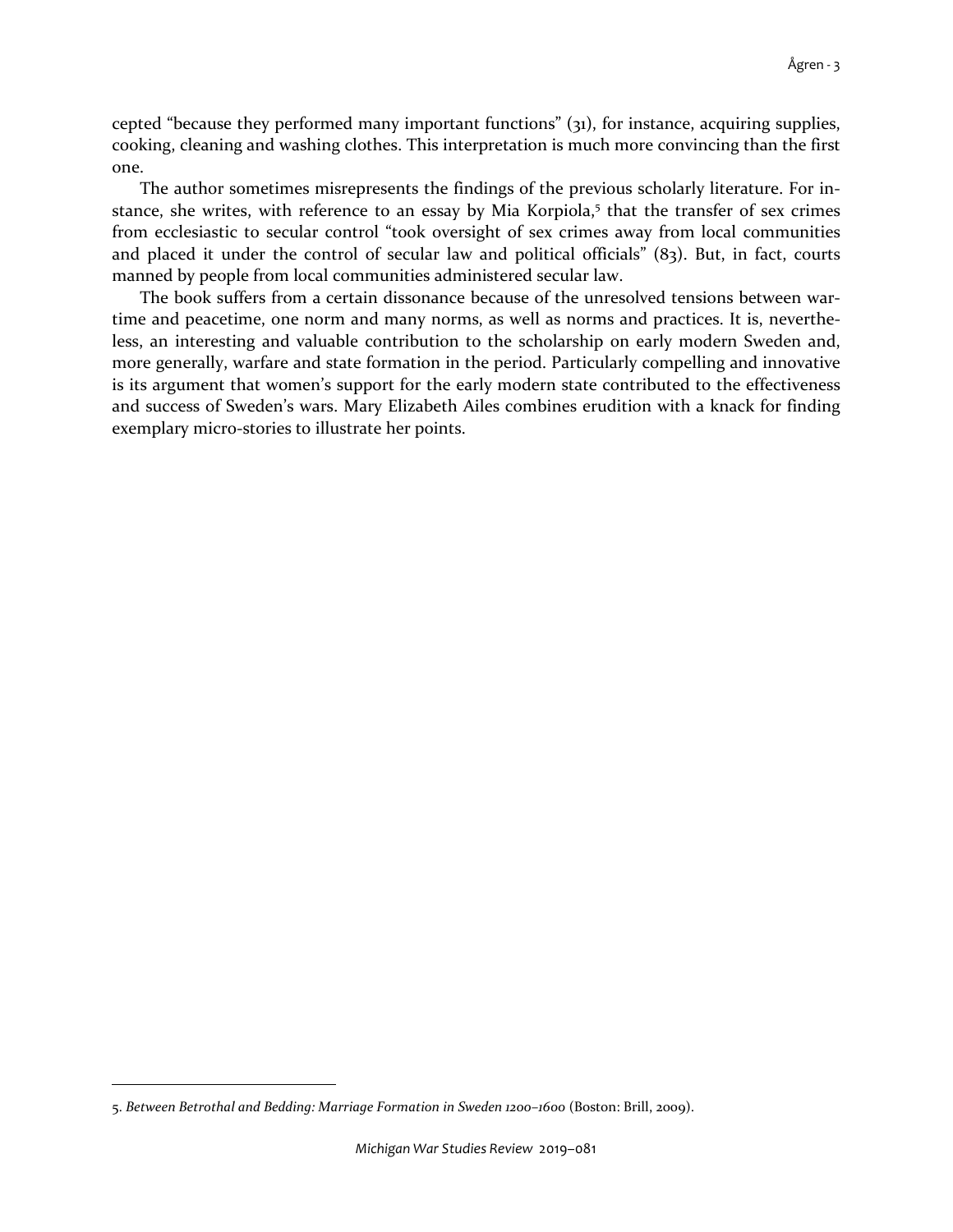cepted "because they performed many important functions" (31), for instance, acquiring supplies, cooking, cleaning and washing clothes. This interpretation is much more convincing than the first one.

The author sometimes misrepresents the findings of the previous scholarly literature. For instance, she writes, with reference to an essay by Mia Korpiola,[5] that the transfer of sex crimes from ecclesiastic to secular control "took oversight of sex crimes away from local communities and placed it under the control of secular law and political officials" (83). But, in fact, courts manned by people from local communities administered secular law.

The book suffers from a certain dissonance because of the unresolved tensions between wartime and peacetime, one norm and many norms, as well as norms and practices. It is, nevertheless, an interesting and valuable contribution to the scholarship on early modern Sweden and, more generally, warfare and state formation in the period. Particularly compelling and innovative is its argument that women's support for the early modern state contributed to the effectiveness and success of Sweden's wars. Mary Elizabeth Ailes combines erudition with a knack for finding exemplary micro-stories to illustrate her points.

---

5. *Between Betrothal and Bedding: Marriage Formation in Sweden 1200–1600* (Boston: Brill, 2009).